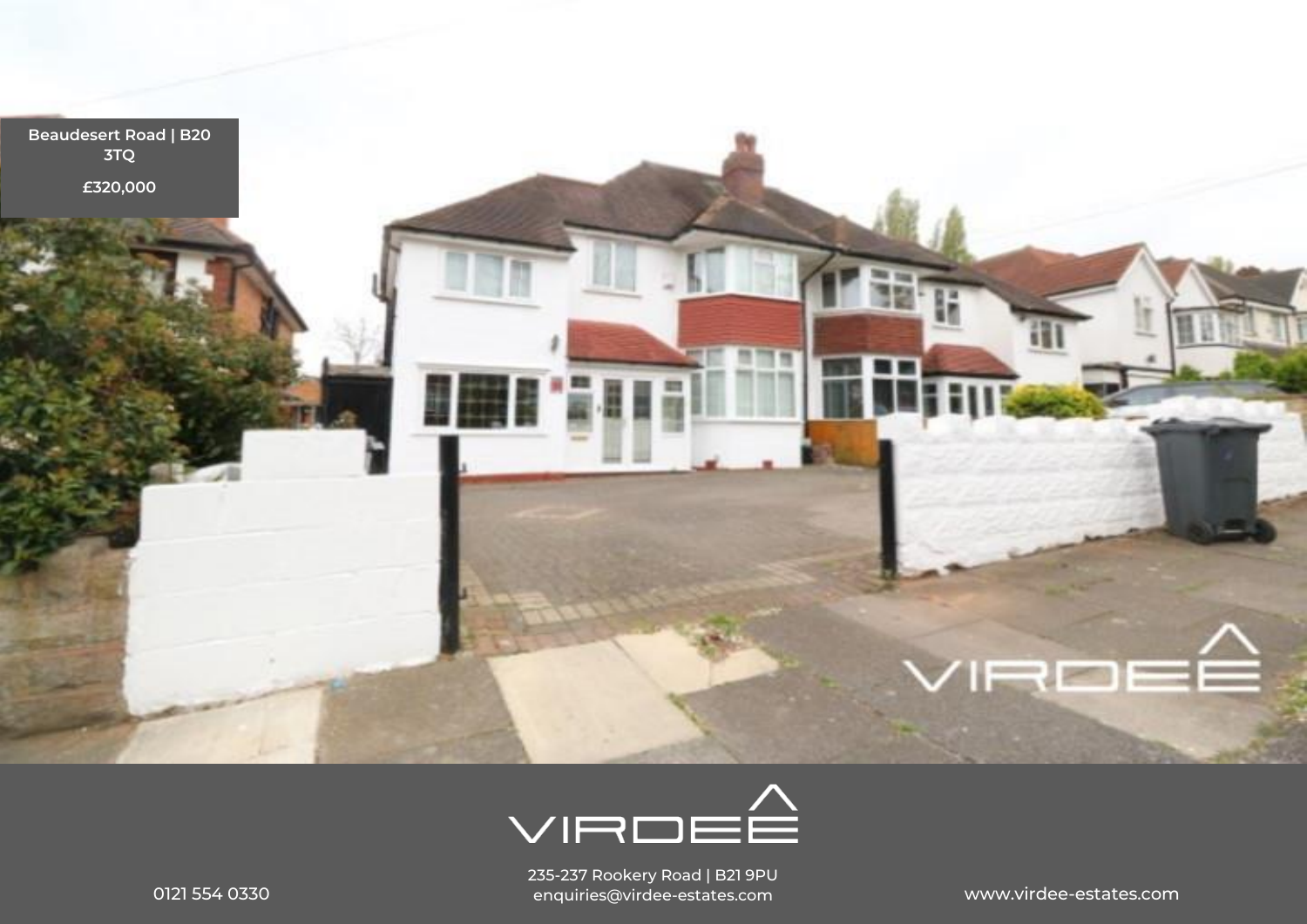Beaudesert Road | B20 3TQ

£320,000

0121 554 0330

235-237 Rookery Road | B21 9PU
enquiries@virdee-estates.com

www.virdee-estates.com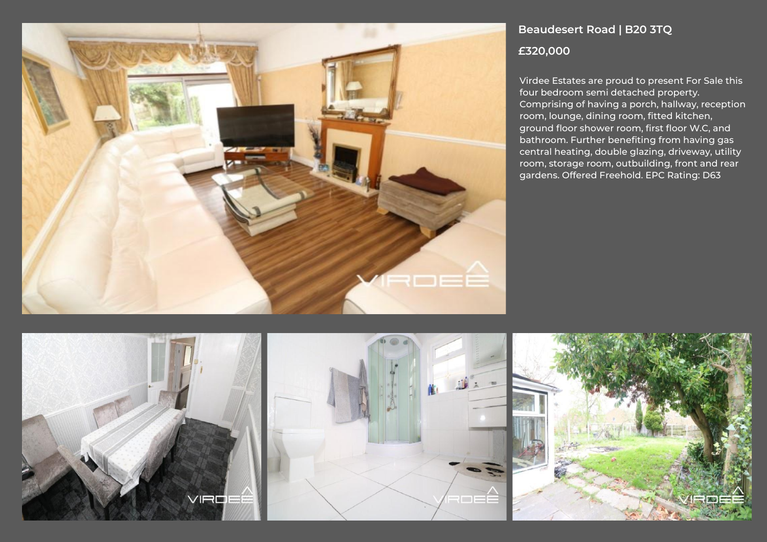## Beaudesert Road | B20 3TQ

**£320,000**

Virdee Estates are proud to present For Sale this four bedroom semi detached property. Comprising of having a porch, hallway, reception room, lounge, dining room, fitted kitchen, ground floor shower room, first floor W.C, and bathroom. Further benefiting from having gas central heating, double glazing, driveway, utility room, storage room, outbuilding, front and rear gardens. Offered Freehold. EPC Rating: D63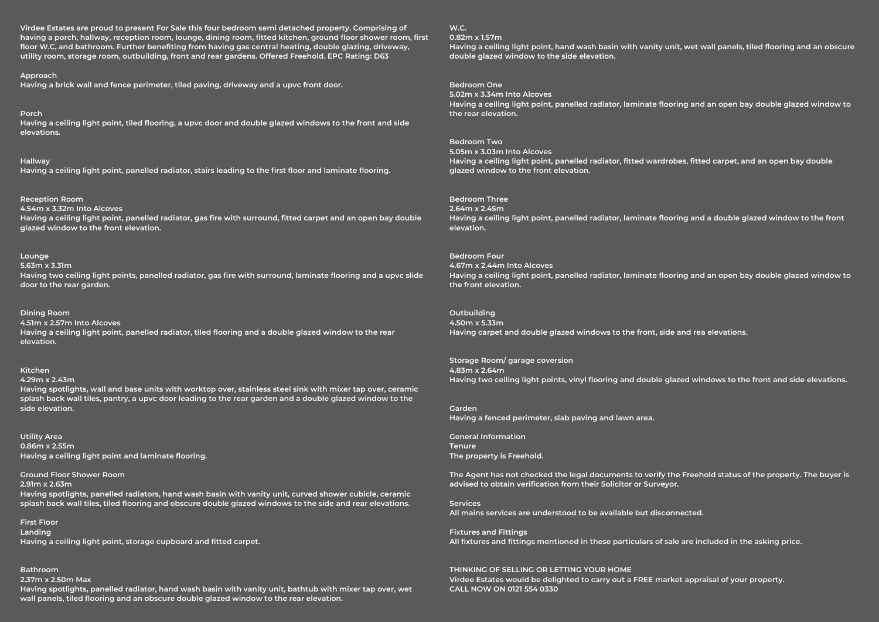Virdee Estates are proud to present For Sale this four bedroom semi detached property. Comprising of having a porch, hallway, reception room, lounge, dining room, fitted kitchen, ground floor shower room, first floor W.C, and bathroom. Further benefiting from having gas central heating, double glazing, driveway, utility room, storage room, outbuilding, front and rear gardens. Offered Freehold. EPC Rating: D63

**Approach**
Having a brick wall and fence perimeter, tiled paving, driveway and a upvc front door.

**Porch**
Having a ceiling light point, tiled flooring, a upvc door and double glazed windows to the front and side elevations.

**Hallway**
Having a ceiling light point, panelled radiator, stairs leading to the first floor and laminate flooring.

**Reception Room**
4.54m x 3.32m Into Alcoves
Having a ceiling light point, panelled radiator, gas fire with surround, fitted carpet and an open bay double glazed window to the front elevation.

**Lounge**
5.63m x 3.31m
Having two ceiling light points, panelled radiator, gas fire with surround, laminate flooring and a upvc slide door to the rear garden.

**Dining Room**
4.51m x 2.57m Into Alcoves
Having a ceiling light point, panelled radiator, tiled flooring and a double glazed window to the rear elevation.

**Kitchen**
4.29m x 2.43m
Having spotlights, wall and base units with worktop over, stainless steel sink with mixer tap over, ceramic splash back wall tiles, pantry, a upvc door leading to the rear garden and a double glazed window to the side elevation.

**Utility Area**
0.86m x 2.55m
Having a ceiling light point and laminate flooring.

**Ground Floor Shower Room**
2.91m x 2.63m
Having spotlights, panelled radiators, hand wash basin with vanity unit, curved shower cubicle, ceramic splash back wall tiles, tiled flooring and obscure double glazed windows to the side and rear elevations.

**First Floor**
**Landing**
Having a ceiling light point, storage cupboard and fitted carpet.

**Bathroom**
2.37m x 2.50m Max
Having spotlights, panelled radiator, hand wash basin with vanity unit, bathtub with mixer tap over, wet wall panels, tiled flooring and an obscure double glazed window to the rear elevation.

**W.C.**
0.82m x 1.57m
Having a ceiling light point, hand wash basin with vanity unit, wet wall panels, tiled flooring and an obscure double glazed window to the side elevation.

**Bedroom One**
5.02m x 3.34m Into Alcoves
Having a ceiling light point, panelled radiator, laminate flooring and an open bay double glazed window to the rear elevation.

**Bedroom Two**
5.05m x 3.03m Into Alcoves
Having a ceiling light point, panelled radiator, fitted wardrobes, fitted carpet, and an open bay double glazed window to the front elevation.

**Bedroom Three**
2.64m x 2.45m
Having a ceiling light point, panelled radiator, laminate flooring and a double glazed window to the front elevation.

**Bedroom Four**
4.67m x 2.44m Into Alcoves
Having a ceiling light point, panelled radiator, laminate flooring and an open bay double glazed window to the front elevation.

**Outbuilding**
4.50m x 5.33m
Having carpet and double glazed windows to the front, side and rea elevations.

**Storage Room/ garage coversion**
4.83m x 2.64m
Having two ceiling light points, vinyl flooring and double glazed windows to the front and side elevations.

**Garden**
Having a fenced perimeter, slab paving and lawn area.

**General Information**
**Tenure**
The property is Freehold.

The Agent has not checked the legal documents to verify the Freehold status of the property. The buyer is advised to obtain verification from their Solicitor or Surveyor.

**Services**
All mains services are understood to be available but disconnected.

**Fixtures and Fittings**
All fixtures and fittings mentioned in these particulars of sale are included in the asking price.

**THINKING OF SELLING OR LETTING YOUR HOME**
Virdee Estates would be delighted to carry out a FREE market appraisal of your property.
CALL NOW ON 0121 554 0330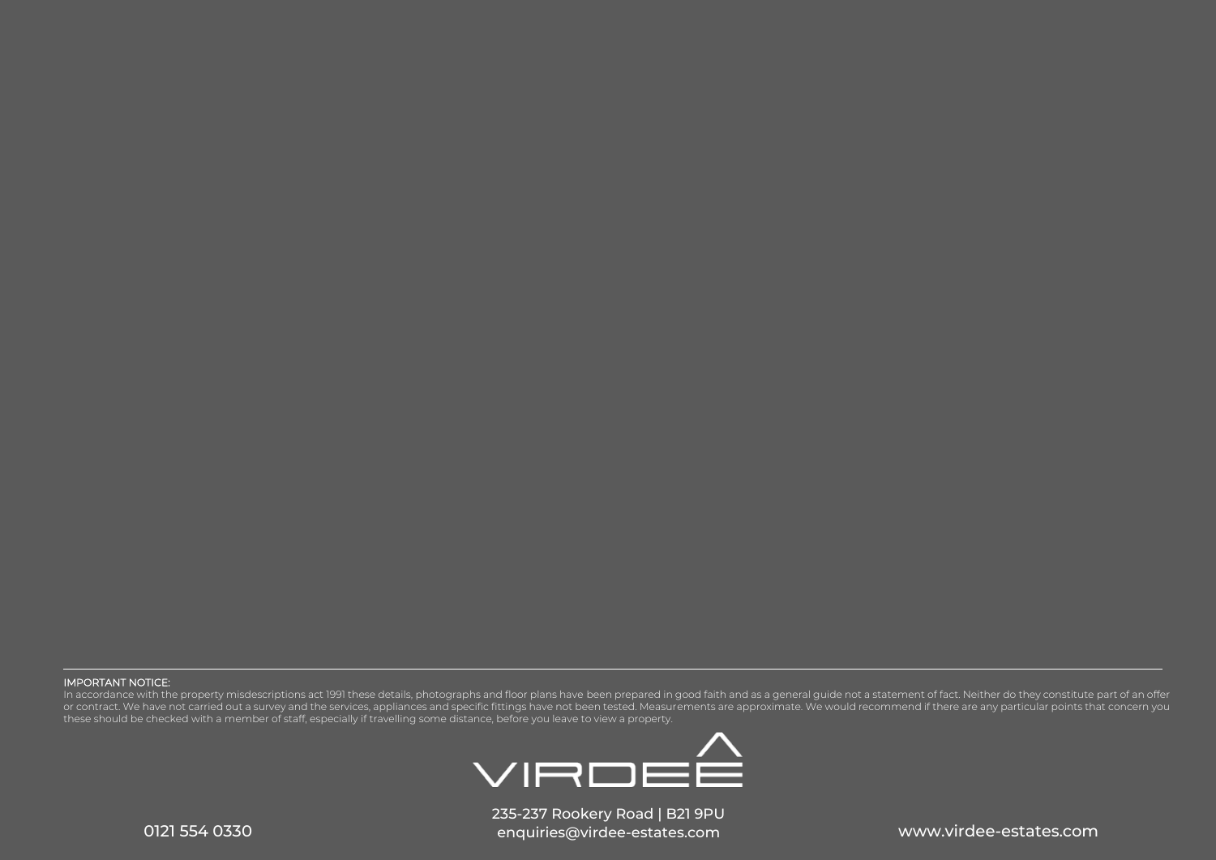IMPORTANT NOTICE:

In accordance with the property misdescriptions act 1991 these details, photographs and floor plans have been prepared in good faith and as a general guide not a statement of fact. Neither do they constitute part of an offer or contract. We have not carried out a survey and the services, appliances and specific fittings have not been tested. Measurements are approximate. We would recommend if there are any particular points that concern you these should be checked with a member of staff, especially if travelling some distance, before you leave to view a property.

VIRDEE

0121 554 0330

235-237 Rookery Road | B21 9PU

enquiries@virdee-estates.com

www.virdee-estates.com